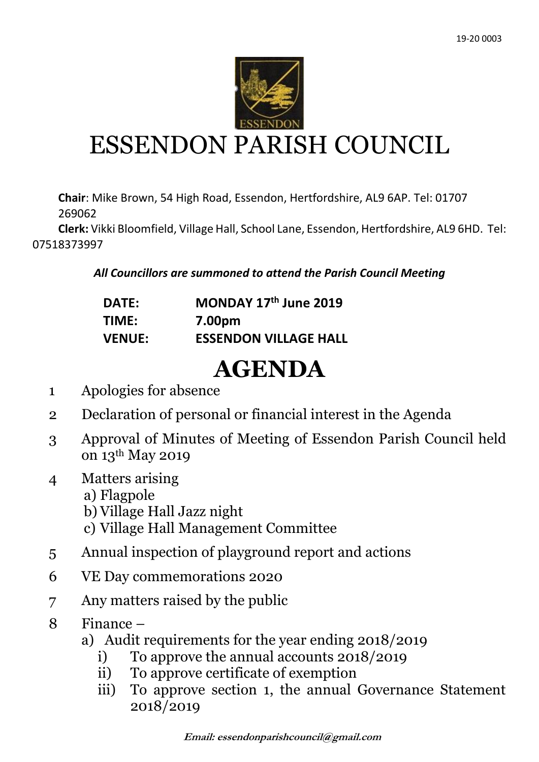19-20 0003

# ESSENDON PARISH COUNCIL

**Chair**: Mike Brown, 54 High Road, Essendon, Hertfordshire, AL9 6AP. Tel: 01707 269062

**Clerk:** Vikki Bloomfield, Village Hall, School Lane, Essendon, Hertfordshire, AL9 6HD. Tel: 07518373997

***All Councillors are summoned to attend the Parish Council Meeting***

| | |
|---|---|
| **DATE:** | **MONDAY 17th June 2019** |
| **TIME:** | **7.00pm** |
| **VENUE:** | **ESSENDON VILLAGE HALL** |

# AGENDA

1. Apologies for absence
2. Declaration of personal or financial interest in the Agenda
3. Approval of Minutes of Meeting of Essendon Parish Council held on 13th May 2019
4. Matters arising
   - a) Flagpole
   - b) Village Hall Jazz night
   - c) Village Hall Management Committee
5. Annual inspection of playground report and actions
6. VE Day commemorations 2020
7. Any matters raised by the public
8. Finance –
   - a) Audit requirements for the year ending 2018/2019
     - i) To approve the annual accounts 2018/2019
     - ii) To approve certificate of exemption
     - iii) To approve section 1, the annual Governance Statement 2018/2019

***Email: essendonparishcouncil@gmail.com***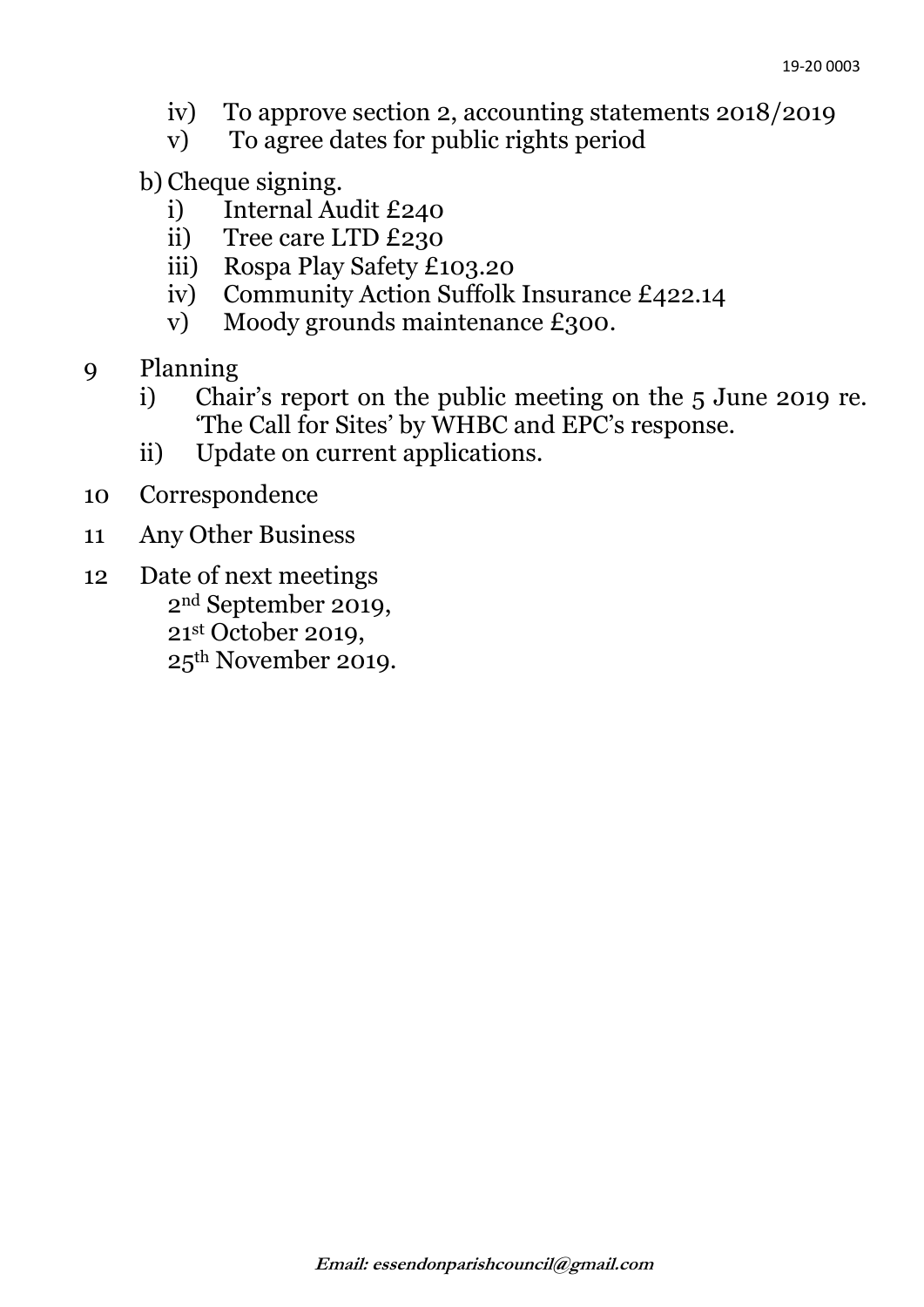iv) To approve section 2, accounting statements 2018/2019
   v) To agree dates for public rights period

b) Cheque signing.
   i) Internal Audit £240
   ii) Tree care LTD £230
   iii) Rospa Play Safety £103.20
   iv) Community Action Suffolk Insurance £422.14
   v) Moody grounds maintenance £300.

9 Planning
   i) Chair's report on the public meeting on the 5 June 2019 re. 'The Call for Sites' by WHBC and EPC's response.
   ii) Update on current applications.

10 Correspondence

11 Any Other Business

12 Date of next meetings
   2nd September 2019,
   21st October 2019,
   25th November 2019.

**Email: essendonparishcouncil@gmail.com**